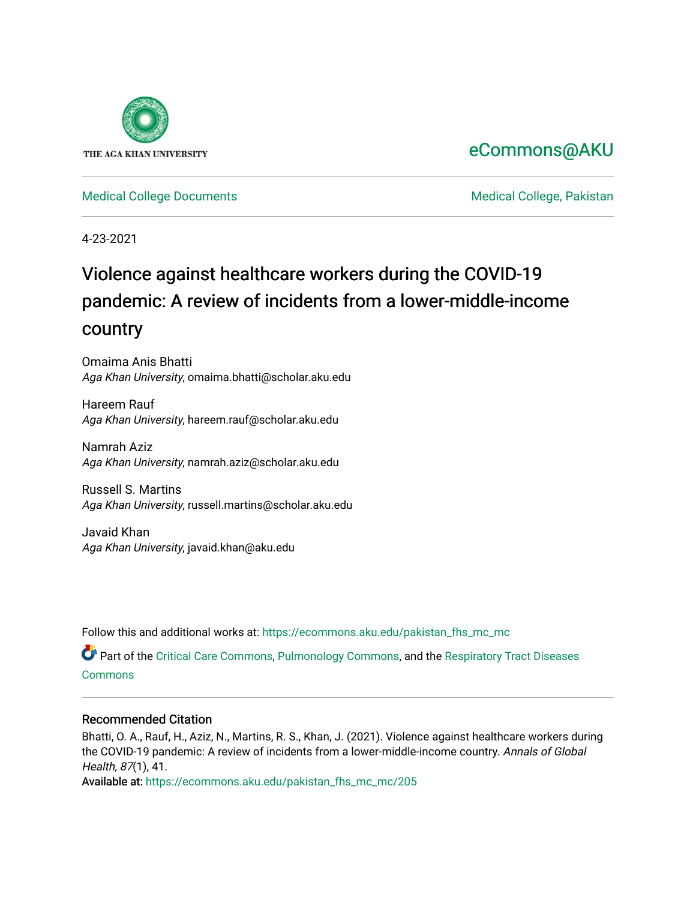THE AGA KHAN UNIVERSITY

eCommons@AKU

Medical College Documents

Medical College, Pakistan

4-23-2021

# Violence against healthcare workers during the COVID-19 pandemic: A review of incidents from a lower-middle-income country

Omaima Anis Bhatti
*Aga Khan University*, omaima.bhatti@scholar.aku.edu

Hareem Rauf
*Aga Khan University*, hareem.rauf@scholar.aku.edu

Namrah Aziz
*Aga Khan University*, namrah.aziz@scholar.aku.edu

Russell S. Martins
*Aga Khan University*, russell.martins@scholar.aku.edu

Javaid Khan
*Aga Khan University*, javaid.khan@aku.edu

Follow this and additional works at: https://ecommons.aku.edu/pakistan_fhs_mc_mc

Part of the Critical Care Commons, Pulmonology Commons, and the Respiratory Tract Diseases Commons

## Recommended Citation

Bhatti, O. A., Rauf, H., Aziz, N., Martins, R. S., Khan, J. (2021). Violence against healthcare workers during the COVID-19 pandemic: A review of incidents from a lower-middle-income country. *Annals of Global Health, 87*(1), 41.

Available at: https://ecommons.aku.edu/pakistan_fhs_mc_mc/205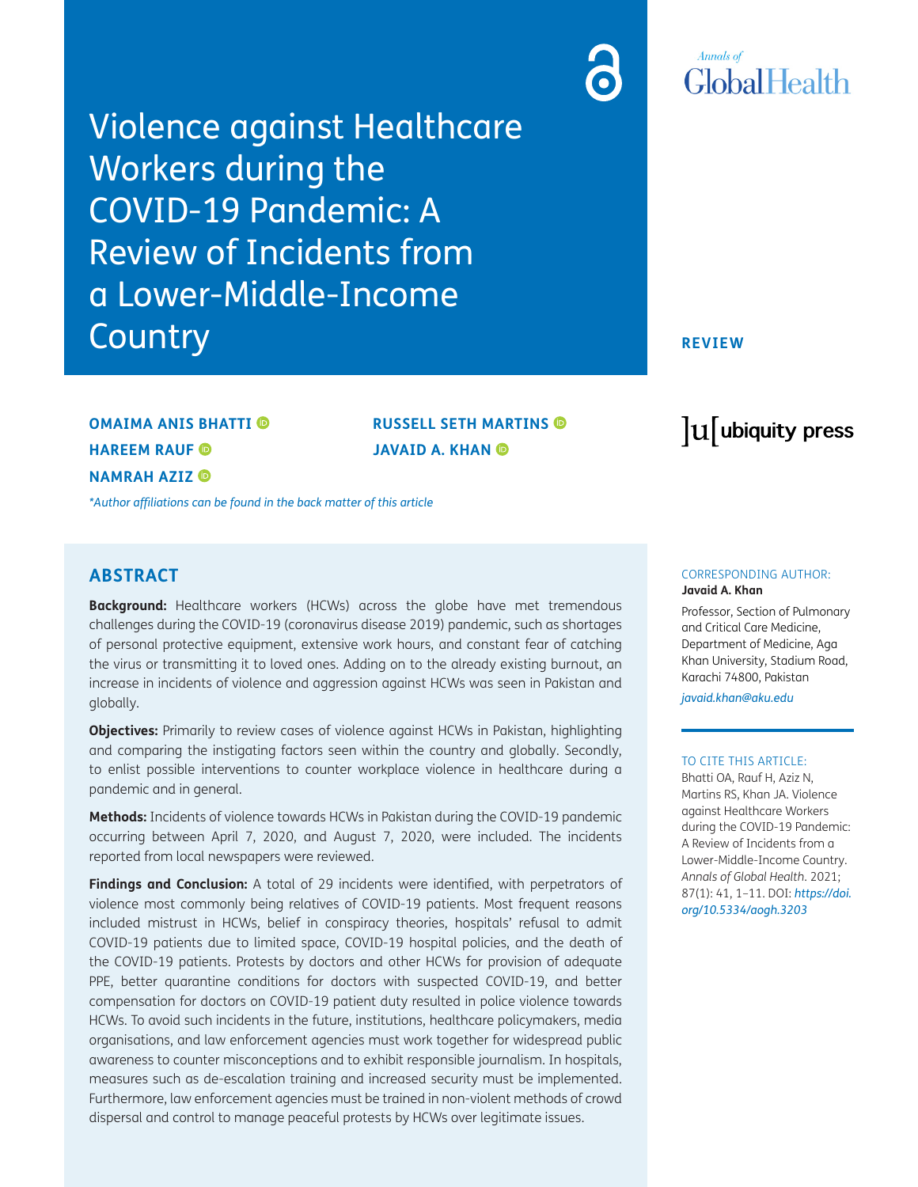# Violence against Healthcare Workers during the COVID-19 Pandemic: A Review of Incidents from a Lower-Middle-Income Country

**REVIEW**

**OMAIMA ANIS BHATTI**
**HAREEM RAUF**
**NAMRAH AZIZ**
**RUSSELL SETH MARTINS**
**JAVAID A. KHAN**

*\*Author affiliations can be found in the back matter of this article*

## ABSTRACT

**Background:** Healthcare workers (HCWs) across the globe have met tremendous challenges during the COVID-19 (coronavirus disease 2019) pandemic, such as shortages of personal protective equipment, extensive work hours, and constant fear of catching the virus or transmitting it to loved ones. Adding on to the already existing burnout, an increase in incidents of violence and aggression against HCWs was seen in Pakistan and globally.

**Objectives:** Primarily to review cases of violence against HCWs in Pakistan, highlighting and comparing the instigating factors seen within the country and globally. Secondly, to enlist possible interventions to counter workplace violence in healthcare during a pandemic and in general.

**Methods:** Incidents of violence towards HCWs in Pakistan during the COVID-19 pandemic occurring between April 7, 2020, and August 7, 2020, were included. The incidents reported from local newspapers were reviewed.

**Findings and Conclusion:** A total of 29 incidents were identified, with perpetrators of violence most commonly being relatives of COVID-19 patients. Most frequent reasons included mistrust in HCWs, belief in conspiracy theories, hospitals' refusal to admit COVID-19 patients due to limited space, COVID-19 hospital policies, and the death of the COVID-19 patients. Protests by doctors and other HCWs for provision of adequate PPE, better quarantine conditions for doctors with suspected COVID-19, and better compensation for doctors on COVID-19 patient duty resulted in police violence towards HCWs. To avoid such incidents in the future, institutions, healthcare policymakers, media organisations, and law enforcement agencies must work together for widespread public awareness to counter misconceptions and to exhibit responsible journalism. In hospitals, measures such as de-escalation training and increased security must be implemented. Furthermore, law enforcement agencies must be trained in non-violent methods of crowd dispersal and control to manage peaceful protests by HCWs over legitimate issues.

CORRESPONDING AUTHOR:
**Javaid A. Khan**

Professor, Section of Pulmonary and Critical Care Medicine, Department of Medicine, Aga Khan University, Stadium Road, Karachi 74800, Pakistan

*javaid.khan@aku.edu*

TO CITE THIS ARTICLE:
Bhatti OA, Rauf H, Aziz N, Martins RS, Khan JA. Violence against Healthcare Workers during the COVID-19 Pandemic: A Review of Incidents from a Lower-Middle-Income Country. *Annals of Global Health*. 2021; 87(1): 41, 1–11. DOI: *https://doi.org/10.5334/aogh.3203*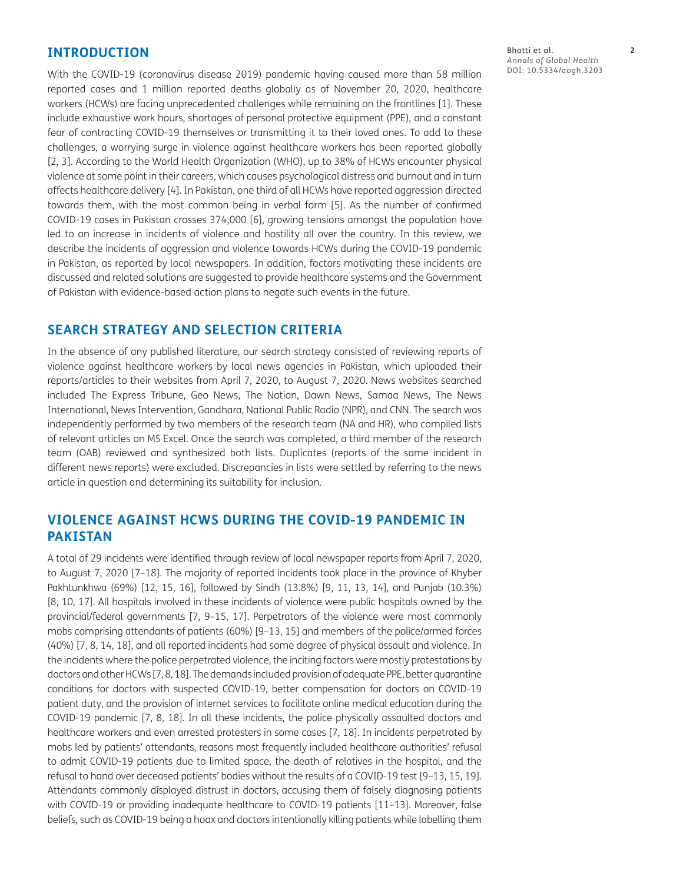## INTRODUCTION

With the COVID-19 (coronavirus disease 2019) pandemic having caused more than 58 million reported cases and 1 million reported deaths globally as of November 20, 2020, healthcare workers (HCWs) are facing unprecedented challenges while remaining on the frontlines [1]. These include exhaustive work hours, shortages of personal protective equipment (PPE), and a constant fear of contracting COVID-19 themselves or transmitting it to their loved ones. To add to these challenges, a worrying surge in violence against healthcare workers has been reported globally [2, 3]. According to the World Health Organization (WHO), up to 38% of HCWs encounter physical violence at some point in their careers, which causes psychological distress and burnout and in turn affects healthcare delivery [4]. In Pakistan, one third of all HCWs have reported aggression directed towards them, with the most common being in verbal form [5]. As the number of confirmed COVID-19 cases in Pakistan crosses 374,000 [6], growing tensions amongst the population have led to an increase in incidents of violence and hostility all over the country. In this review, we describe the incidents of aggression and violence towards HCWs during the COVID-19 pandemic in Pakistan, as reported by local newspapers. In addition, factors motivating these incidents are discussed and related solutions are suggested to provide healthcare systems and the Government of Pakistan with evidence-based action plans to negate such events in the future.

## SEARCH STRATEGY AND SELECTION CRITERIA

In the absence of any published literature, our search strategy consisted of reviewing reports of violence against healthcare workers by local news agencies in Pakistan, which uploaded their reports/articles to their websites from April 7, 2020, to August 7, 2020. News websites searched included The Express Tribune, Geo News, The Nation, Dawn News, Samaa News, The News International, News Intervention, Gandhara, National Public Radio (NPR), and CNN. The search was independently performed by two members of the research team (NA and HR), who compiled lists of relevant articles on MS Excel. Once the search was completed, a third member of the research team (OAB) reviewed and synthesized both lists. Duplicates (reports of the same incident in different news reports) were excluded. Discrepancies in lists were settled by referring to the news article in question and determining its suitability for inclusion.

## VIOLENCE AGAINST HCWS DURING THE COVID-19 PANDEMIC IN PAKISTAN

A total of 29 incidents were identified through review of local newspaper reports from April 7, 2020, to August 7, 2020 [7–18]. The majority of reported incidents took place in the province of Khyber Pakhtunkhwa (69%) [12, 15, 16], followed by Sindh (13.8%) [9, 11, 13, 14], and Punjab (10.3%) [8, 10, 17]. All hospitals involved in these incidents of violence were public hospitals owned by the provincial/federal governments [7, 9–15, 17]. Perpetrators of the violence were most commonly mobs comprising attendants of patients (60%) [9–13, 15] and members of the police/armed forces (40%) [7, 8, 14, 18], and all reported incidents had some degree of physical assault and violence. In the incidents where the police perpetrated violence, the inciting factors were mostly protestations by doctors and other HCWs [7, 8, 18]. The demands included provision of adequate PPE, better quarantine conditions for doctors with suspected COVID-19, better compensation for doctors on COVID-19 patient duty, and the provision of internet services to facilitate online medical education during the COVID-19 pandemic [7, 8, 18]. In all these incidents, the police physically assaulted doctors and healthcare workers and even arrested protesters in some cases [7, 18]. In incidents perpetrated by mobs led by patients' attendants, reasons most frequently included healthcare authorities' refusal to admit COVID-19 patients due to limited space, the death of relatives in the hospital, and the refusal to hand over deceased patients' bodies without the results of a COVID-19 test [9–13, 15, 19]. Attendants commonly displayed distrust in doctors, accusing them of falsely diagnosing patients with COVID-19 or providing inadequate healthcare to COVID-19 patients [11–13]. Moreover, false beliefs, such as COVID-19 being a hoax and doctors intentionally killing patients while labelling them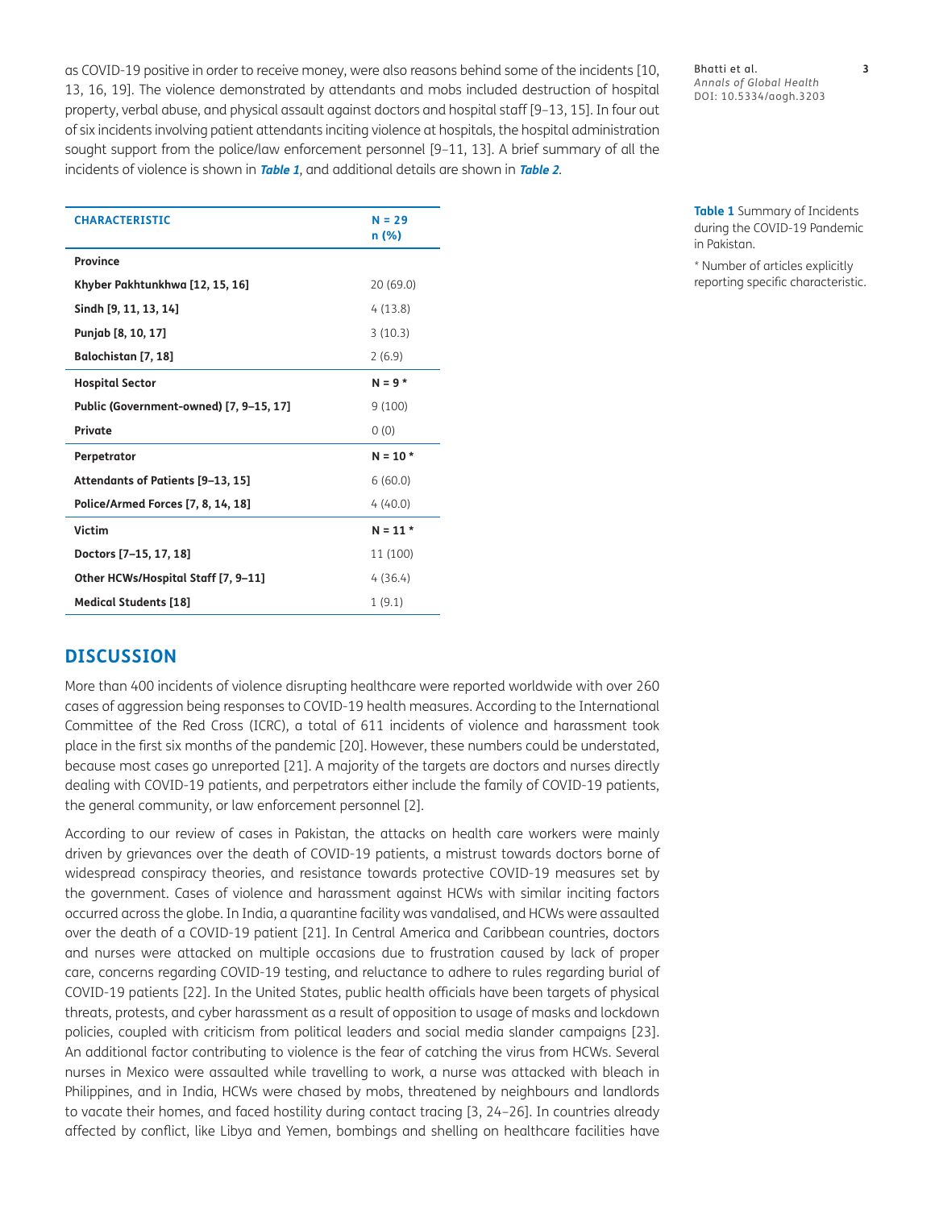as COVID-19 positive in order to receive money, were also reasons behind some of the incidents [10, 13, 16, 19]. The violence demonstrated by attendants and mobs included destruction of hospital property, verbal abuse, and physical assault against doctors and hospital staff [9–13, 15]. In four out of six incidents involving patient attendants inciting violence at hospitals, the hospital administration sought support from the police/law enforcement personnel [9–11, 13]. A brief summary of all the incidents of violence is shown in ***Table 1***, and additional details are shown in ***Table 2***.

| CHARACTERISTIC | N = 29<br>n (%) |
|---|---|
| **Province** | |
| **Khyber Pakhtunkhwa [12, 15, 16]** | 20 (69.0) |
| **Sindh [9, 11, 13, 14]** | 4 (13.8) |
| **Punjab [8, 10, 17]** | 3 (10.3) |
| **Balochistan [7, 18]** | 2 (6.9) |
| **Hospital Sector** | **N = 9 *** |
| **Public (Government-owned) [7, 9–15, 17]** | 9 (100) |
| **Private** | 0 (0) |
| **Perpetrator** | **N = 10 *** |
| **Attendants of Patients [9–13, 15]** | 6 (60.0) |
| **Police/Armed Forces [7, 8, 14, 18]** | 4 (40.0) |
| **Victim** | **N = 11 *** |
| **Doctors [7–15, 17, 18]** | 11 (100) |
| **Other HCWs/Hospital Staff [7, 9–11]** | 4 (36.4) |
| **Medical Students [18]** | 1 (9.1) |

**Table 1** Summary of Incidents during the COVID-19 Pandemic in Pakistan.

* Number of articles explicitly reporting specific characteristic.

## DISCUSSION

More than 400 incidents of violence disrupting healthcare were reported worldwide with over 260 cases of aggression being responses to COVID-19 health measures. According to the International Committee of the Red Cross (ICRC), a total of 611 incidents of violence and harassment took place in the first six months of the pandemic [20]. However, these numbers could be understated, because most cases go unreported [21]. A majority of the targets are doctors and nurses directly dealing with COVID-19 patients, and perpetrators either include the family of COVID-19 patients, the general community, or law enforcement personnel [2].

According to our review of cases in Pakistan, the attacks on health care workers were mainly driven by grievances over the death of COVID-19 patients, a mistrust towards doctors borne of widespread conspiracy theories, and resistance towards protective COVID-19 measures set by the government. Cases of violence and harassment against HCWs with similar inciting factors occurred across the globe. In India, a quarantine facility was vandalised, and HCWs were assaulted over the death of a COVID-19 patient [21]. In Central America and Caribbean countries, doctors and nurses were attacked on multiple occasions due to frustration caused by lack of proper care, concerns regarding COVID-19 testing, and reluctance to adhere to rules regarding burial of COVID-19 patients [22]. In the United States, public health officials have been targets of physical threats, protests, and cyber harassment as a result of opposition to usage of masks and lockdown policies, coupled with criticism from political leaders and social media slander campaigns [23]. An additional factor contributing to violence is the fear of catching the virus from HCWs. Several nurses in Mexico were assaulted while travelling to work, a nurse was attacked with bleach in Philippines, and in India, HCWs were chased by mobs, threatened by neighbours and landlords to vacate their homes, and faced hostility during contact tracing [3, 24–26]. In countries already affected by conflict, like Libya and Yemen, bombings and shelling on healthcare facilities have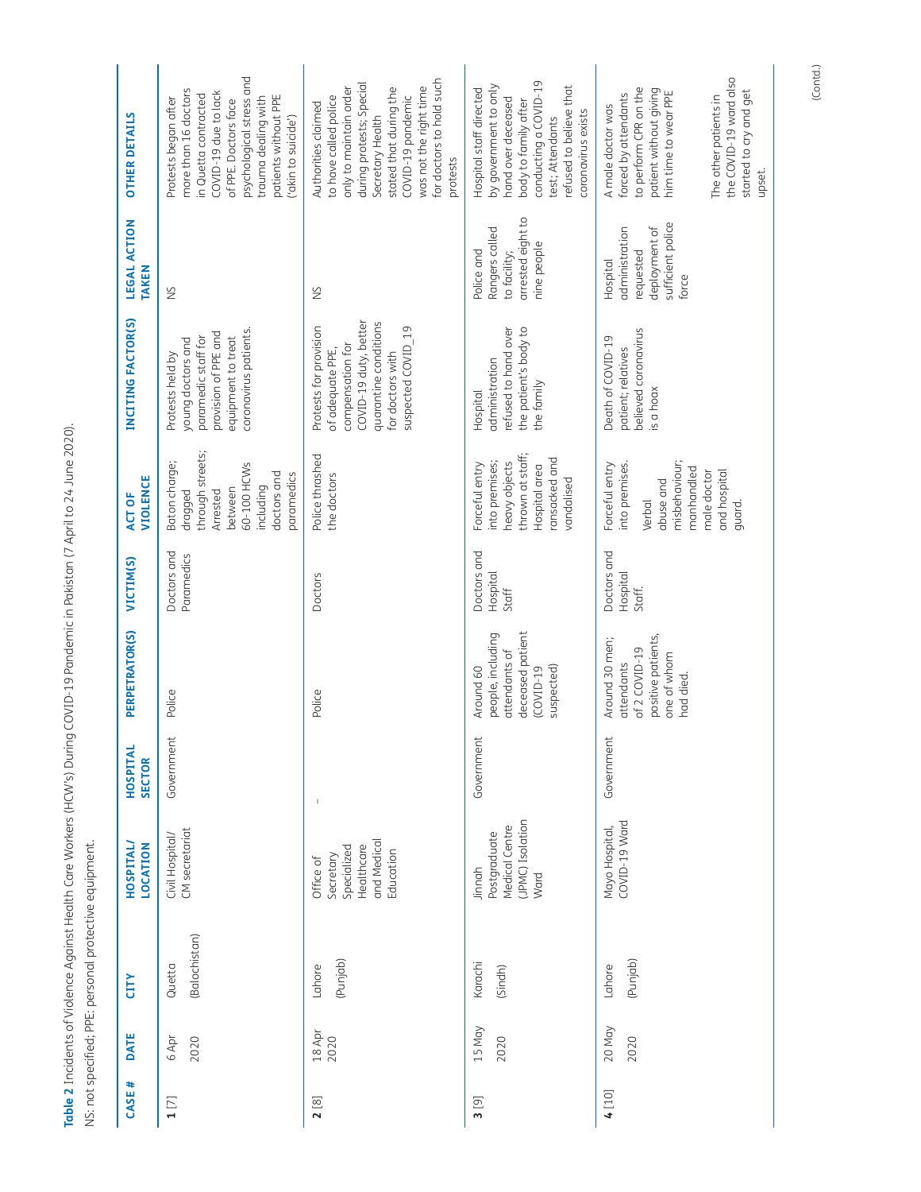**Table 2** Incidents of Violence Against Health Care Workers (HCW's) During COVID-19 Pandemic in Pakistan (7 April to 24 June 2020).

NS: not specified; PPE: personal protective equipment.

| CASE # | DATE | CITY | HOSPITAL/ LOCATION | HOSPITAL SECTOR | PERPETRATOR(S) | VICTIM(S) | ACT OF VIOLENCE | INCITING FACTOR(S) | LEGAL ACTION TAKEN | OTHER DETAILS |
|---|---|---|---|---|---|---|---|---|---|---|
| **1** [7] | 6 Apr 2020 | Quetta (Balochistan) | Civil Hospital/ CM secretariat | Government | Police | Doctors and Paramedics | Baton charge; dragged through streets; Arrested between 60-100 HCWs including doctors and paramedics | Protests held by young doctors and paramedic staff for provision of PPE and equipment to treat coronavirus patients. | NS | Protests began after more than 16 doctors in Quetta contracted COVID-19 due to lack of PPE. Doctors face psychological stress and trauma dealing with patients without PPE ('akin to suicide') |
| **2** [8] | 18 Apr 2020 | Lahore (Punjab) | Office of Secretary Specialized Healthcare and Medical Education | – | Police | Doctors | Police thrashed the doctors | Protests for provision of adequate PPE, compensation for COVID-19 duty, better quarantine conditions for doctors with suspected COVID_19 | NS | Authorities claimed to have called police only to maintain order during protests; Special Secretary Health stated that during the COVID-19 pandemic was not the right time for doctors to hold such protests |
| **3** [9] | 15 May 2020 | Karachi (Sindh) | Jinnah Postgraduate Medical Centre (JPMC) Isolation Ward | Government | Around 60 people, including attendants of deceased patient (COVID-19 suspected) | Doctors and Hospital Staff | Forceful entry into premises; heavy objects thrown at staff; Hospital area ransacked and vandalised | Hospital administration refused to hand over the patient's body to the family | Police and Rangers called to facility; arrested eight to nine people | Hospital staff directed by government to only hand over deceased body to family after conducting a COVID-19 test; Attendants refused to believe that coronavirus exists |
| **4** [10] | 20 May 2020 | Lahore (Punjab) | Mayo Hospital, COVID-19 Ward | Government | Around 30 men; attendants of 2 COVID-19 positive patients, one of whom had died. | Doctors and Hospital Staff. | Forceful entry into premises. Verbal abuse and misbehaviour; manhandled male doctor and hospital guard. | Death of COVID-19 patient; relatives believed coronavirus is a hoax | Hospital administration requested deployment of sufficient police force | A male doctor was forced by attendants to perform CPR on the patient without giving him time to wear PPE The other patients in the COVID-19 ward also started to cry and get upset. |

(Contd.)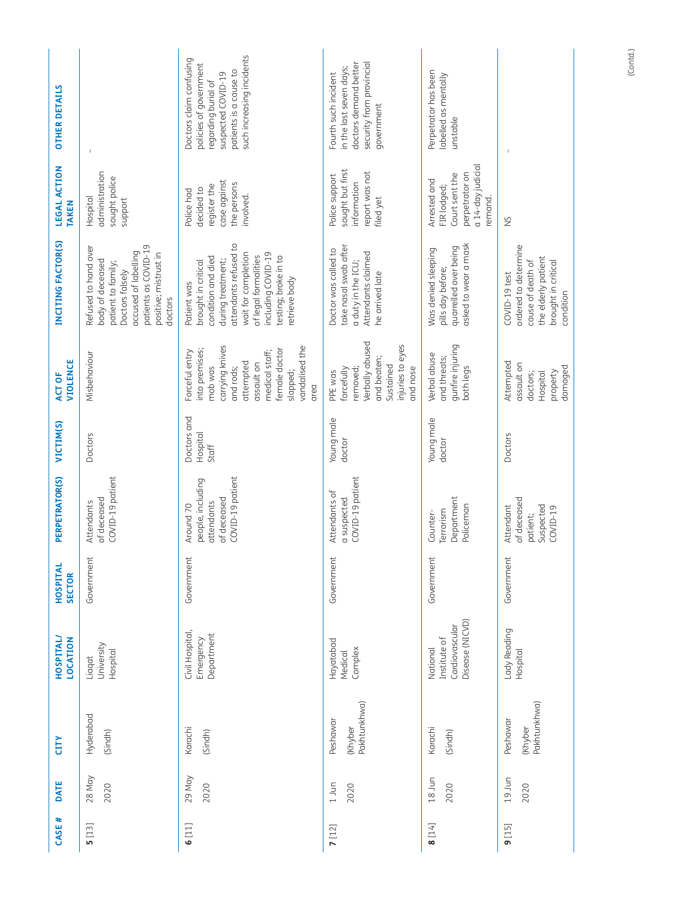| CASE # | DATE | CITY | HOSPITAL/ LOCATION | HOSPITAL SECTOR | PERPETRATOR(S) | VICTIM(S) | ACT OF VIOLENCE | INCITING FACTOR(S) | LEGAL ACTION TAKEN | OTHER DETAILS |
|---|---|---|---|---|---|---|---|---|---|---|
| **5** [13] | 28 May 2020 | Hyderabad (Sindh) | Liaqat University Hospital | Government | Attendants of deceased COVID-19 patient | Doctors | Misbehaviour | Refused to hand over body of deceased patient to family; Doctors falsely accused of labelling patients as COVID-19 positive; mistrust in doctors | Hospital administration sought police support | - |
| **6** [11] | 29 May 2020 | Karachi (Sindh) | Civil Hospital, Emergency Department | Government | Around 70 people, including attendants of deceased COVID-19 patient | Doctors and Hospital Staff | Forceful entry into premises; mob was carrying knives and rods; attempted assault on medical staff; female doctor slapped; vandalised the area | Patient was brought in critical condition and died during treatment; attendants refused to wait for completion of legal formalities including COVID-19 testing; broke in to retrieve body | Police had decided to register the case against the persons involved. | Doctors claim confusing policies of government regarding burial of suspected COVID-19 patients is a cause to such increasing incidents |
| **7** [12] | 1 Jun 2020 | Peshawar (Khyber Pakhtunkhwa) | Hayatabad Medical Complex | Government | Attendants of a suspected COVID-19 patient | Young male doctor | PPE was forcefully removed; Verbally abused and beaten; Sustained injuries to eyes and nose | Doctor was called to take nasal swab after a duty in the ICU; Attendants claimed he arrived late | Police support sought but first information report was not filed yet | Fourth such incident in the last seven days; doctors demand better security from provincial government |
| **8** [14] | 18 Jun 2020 | Karachi (Sindh) | National Institute of Cardiovascular Disease (NICVD) | Government | Counter-Terrorism Department Policeman | Young male doctor | Verbal abuse and threats; gunfire injuring both legs | Was denied sleeping pills day before; quarrelled over being asked to wear a mask | Arrested and FIR lodged; Court sent the perpetrator on a 14-day judicial remand. | Perpetrator has been labelled as mentally unstable |
| **9** [15] | 19 Jun 2020 | Peshawar (Khyber Pakhtunkhwa) | Lady Reading Hospital | Government | Attendant of deceased patient; Suspected COVID-19 | Doctors | Attempted assault on doctors; Hospital property damaged | COVID-19 test ordered to determine cause of death of the elderly patient brought in critical condition | NS | - |

(Contd.)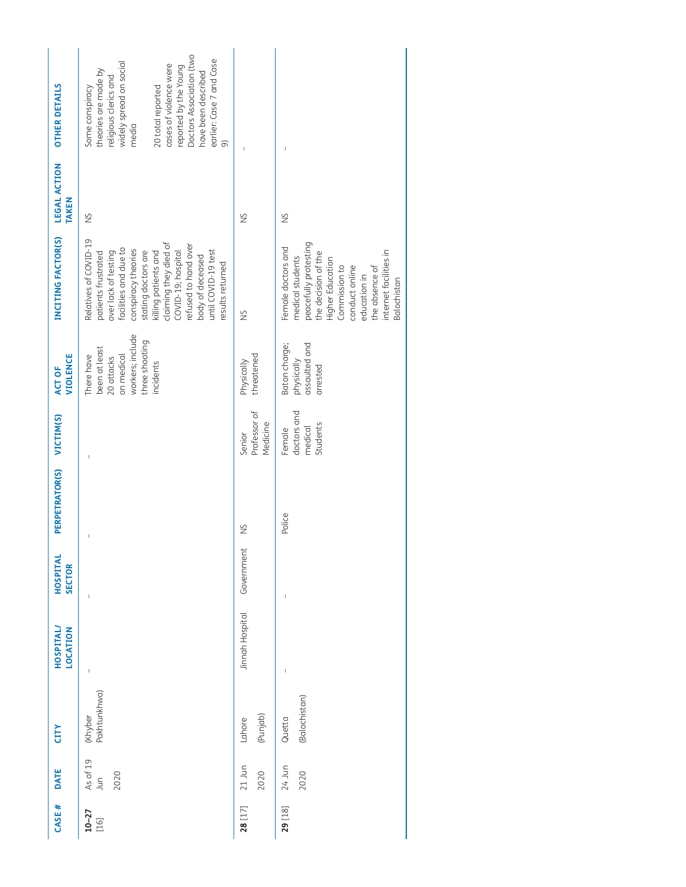| CASE # | DATE | CITY | HOSPITAL/ LOCATION | HOSPITAL SECTOR | PERPETRATOR(S) | VICTIM(S) | ACT OF VIOLENCE | INCITING FACTOR(S) | LEGAL ACTION TAKEN | OTHER DETAILS |
|---|---|---|---|---|---|---|---|---|---|---|
| **10–27** [16] | As of 19 Jun 2020 | (Khyber Pakhtunkhwa) | – | – | – | – | There have been at least 20 attacks on medical workers; include three shooting incidents | Relatives of COVID-19 patients frustrated over lack of testing facilities and due to conspiracy theories stating doctors are killing patients and claiming they died of COVID-19; hospital refused to hand over body of deceased until COVID-19 test results returned | NS | Some conspiracy theories are made by religious clerics and widely spread on social media<br><br>20 total reported cases of violence were reported by the Young Doctors Association (two have been described earlier: Case 7 and Case 9) |
| **28** [17] | 21 Jun 2020 | Lahore (Punjab) | Jinnah Hospital | Government | NS | Senior Professor of Medicine | Physically threatened | NS | NS | – |
| **29** [18] | 24 Jun 2020 | Quetta (Balochistan) | – | – | Police | Female doctors and medical Students | Baton charge; physically assaulted and arrested | Female doctors and medical students peacefully protesting the decision of the Higher Education Commission to conduct online education in the absence of internet facilities in Balochistan | NS | – |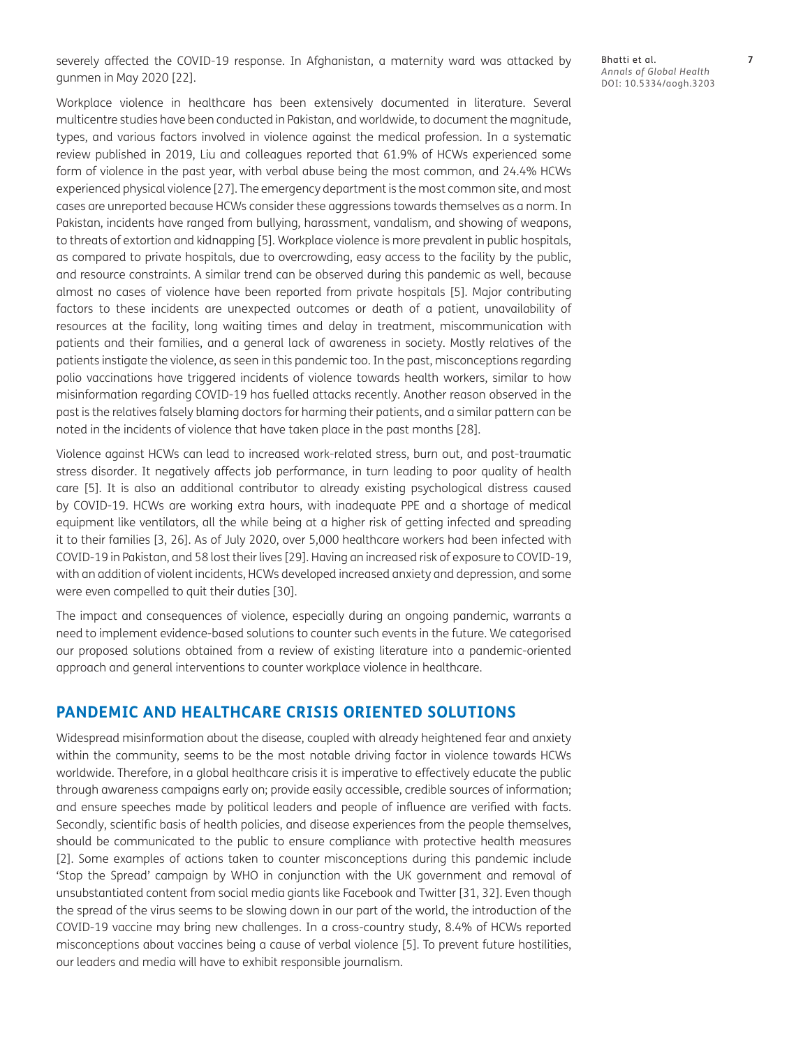severely affected the COVID-19 response. In Afghanistan, a maternity ward was attacked by gunmen in May 2020 [22].

Workplace violence in healthcare has been extensively documented in literature. Several multicentre studies have been conducted in Pakistan, and worldwide, to document the magnitude, types, and various factors involved in violence against the medical profession. In a systematic review published in 2019, Liu and colleagues reported that 61.9% of HCWs experienced some form of violence in the past year, with verbal abuse being the most common, and 24.4% HCWs experienced physical violence [27]. The emergency department is the most common site, and most cases are unreported because HCWs consider these aggressions towards themselves as a norm. In Pakistan, incidents have ranged from bullying, harassment, vandalism, and showing of weapons, to threats of extortion and kidnapping [5]. Workplace violence is more prevalent in public hospitals, as compared to private hospitals, due to overcrowding, easy access to the facility by the public, and resource constraints. A similar trend can be observed during this pandemic as well, because almost no cases of violence have been reported from private hospitals [5]. Major contributing factors to these incidents are unexpected outcomes or death of a patient, unavailability of resources at the facility, long waiting times and delay in treatment, miscommunication with patients and their families, and a general lack of awareness in society. Mostly relatives of the patients instigate the violence, as seen in this pandemic too. In the past, misconceptions regarding polio vaccinations have triggered incidents of violence towards health workers, similar to how misinformation regarding COVID-19 has fuelled attacks recently. Another reason observed in the past is the relatives falsely blaming doctors for harming their patients, and a similar pattern can be noted in the incidents of violence that have taken place in the past months [28].

Violence against HCWs can lead to increased work-related stress, burn out, and post-traumatic stress disorder. It negatively affects job performance, in turn leading to poor quality of health care [5]. It is also an additional contributor to already existing psychological distress caused by COVID-19. HCWs are working extra hours, with inadequate PPE and a shortage of medical equipment like ventilators, all the while being at a higher risk of getting infected and spreading it to their families [3, 26]. As of July 2020, over 5,000 healthcare workers had been infected with COVID-19 in Pakistan, and 58 lost their lives [29]. Having an increased risk of exposure to COVID-19, with an addition of violent incidents, HCWs developed increased anxiety and depression, and some were even compelled to quit their duties [30].

The impact and consequences of violence, especially during an ongoing pandemic, warrants a need to implement evidence-based solutions to counter such events in the future. We categorised our proposed solutions obtained from a review of existing literature into a pandemic-oriented approach and general interventions to counter workplace violence in healthcare.

## PANDEMIC AND HEALTHCARE CRISIS ORIENTED SOLUTIONS

Widespread misinformation about the disease, coupled with already heightened fear and anxiety within the community, seems to be the most notable driving factor in violence towards HCWs worldwide. Therefore, in a global healthcare crisis it is imperative to effectively educate the public through awareness campaigns early on; provide easily accessible, credible sources of information; and ensure speeches made by political leaders and people of influence are verified with facts. Secondly, scientific basis of health policies, and disease experiences from the people themselves, should be communicated to the public to ensure compliance with protective health measures [2]. Some examples of actions taken to counter misconceptions during this pandemic include 'Stop the Spread' campaign by WHO in conjunction with the UK government and removal of unsubstantiated content from social media giants like Facebook and Twitter [31, 32]. Even though the spread of the virus seems to be slowing down in our part of the world, the introduction of the COVID-19 vaccine may bring new challenges. In a cross-country study, 8.4% of HCWs reported misconceptions about vaccines being a cause of verbal violence [5]. To prevent future hostilities, our leaders and media will have to exhibit responsible journalism.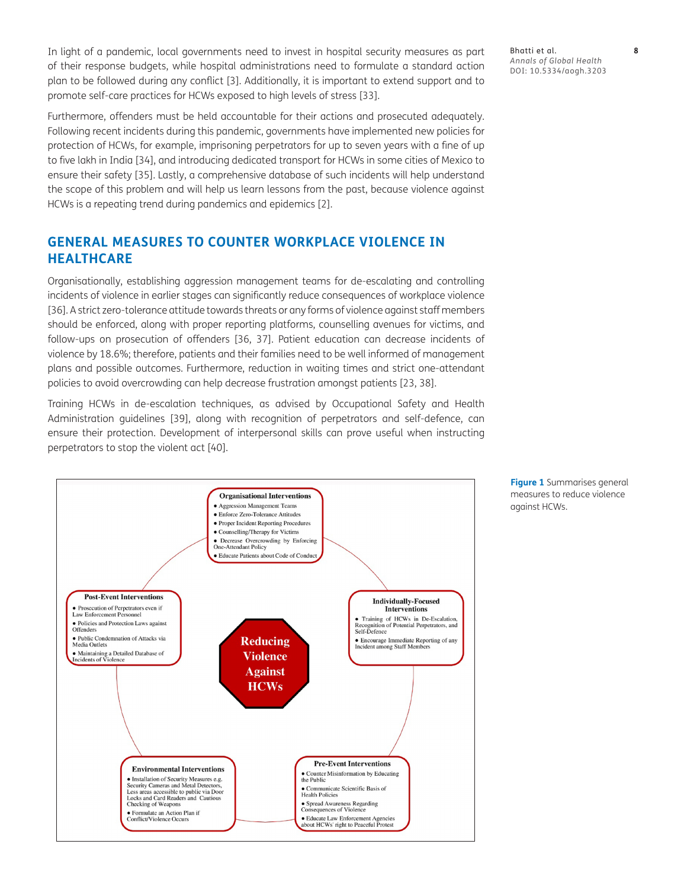In light of a pandemic, local governments need to invest in hospital security measures as part of their response budgets, while hospital administrations need to formulate a standard action plan to be followed during any conflict [3]. Additionally, it is important to extend support and to promote self-care practices for HCWs exposed to high levels of stress [33].

Furthermore, offenders must be held accountable for their actions and prosecuted adequately. Following recent incidents during this pandemic, governments have implemented new policies for protection of HCWs, for example, imprisoning perpetrators for up to seven years with a fine of up to five lakh in India [34], and introducing dedicated transport for HCWs in some cities of Mexico to ensure their safety [35]. Lastly, a comprehensive database of such incidents will help understand the scope of this problem and will help us learn lessons from the past, because violence against HCWs is a repeating trend during pandemics and epidemics [2].

## GENERAL MEASURES TO COUNTER WORKPLACE VIOLENCE IN HEALTHCARE

Organisationally, establishing aggression management teams for de-escalating and controlling incidents of violence in earlier stages can significantly reduce consequences of workplace violence [36]. A strict zero-tolerance attitude towards threats or any forms of violence against staff members should be enforced, along with proper reporting platforms, counselling avenues for victims, and follow-ups on prosecution of offenders [36, 37]. Patient education can decrease incidents of violence by 18.6%; therefore, patients and their families need to be well informed of management plans and possible outcomes. Furthermore, reduction in waiting times and strict one-attendant policies to avoid overcrowding can help decrease frustration amongst patients [23, 38].

Training HCWs in de-escalation techniques, as advised by Occupational Safety and Health Administration guidelines [39], along with recognition of perpetrators and self-defence, can ensure their protection. Development of interpersonal skills can prove useful when instructing perpetrators to stop the violent act [40].

**Organisational Interventions**
- Aggression Management Teams
- Enforce Zero-Tolerance Attitudes
- Proper Incident Reporting Procedures
- Counselling/Therapy for Victims
- Decrease Overcrowding by Enforcing One-Attendant Policy
- Educate Patients about Code of Conduct

**Individually-Focused Interventions**
- Training of HCWs in De-Escalation, Recognition of Potential Perpetrators, and Self-Defence
- Encourage Immediate Reporting of any Incident among Staff Members

**Pre-Event Interventions**
- Counter Misinformation by Educating the Public
- Communicate Scientific Basis of Health Policies
- Spread Awareness Regarding Consequences of Violence
- Educate Law Enforcement Agencies about HCWs' right to Peaceful Protest

**Environmental Interventions**
- Installation of Security Measures e.g. Security Cameras and Metal Detectors, Less areas accessible to public via Door Locks and Card Readers and Cautious Checking of Weapons
- Formulate an Action Plan if Conflict/Violence Occurs

**Post-Event Interventions**
- Prosecution of Perpetrators even if Law Enforcement Personnel
- Policies and Protection Laws against Offenders
- Public Condemnation of Attacks via Media Outlets
- Maintaining a Detailed Database of Incidents of Violence

**Reducing Violence Against HCWs**

**Figure 1** Summarises general measures to reduce violence against HCWs.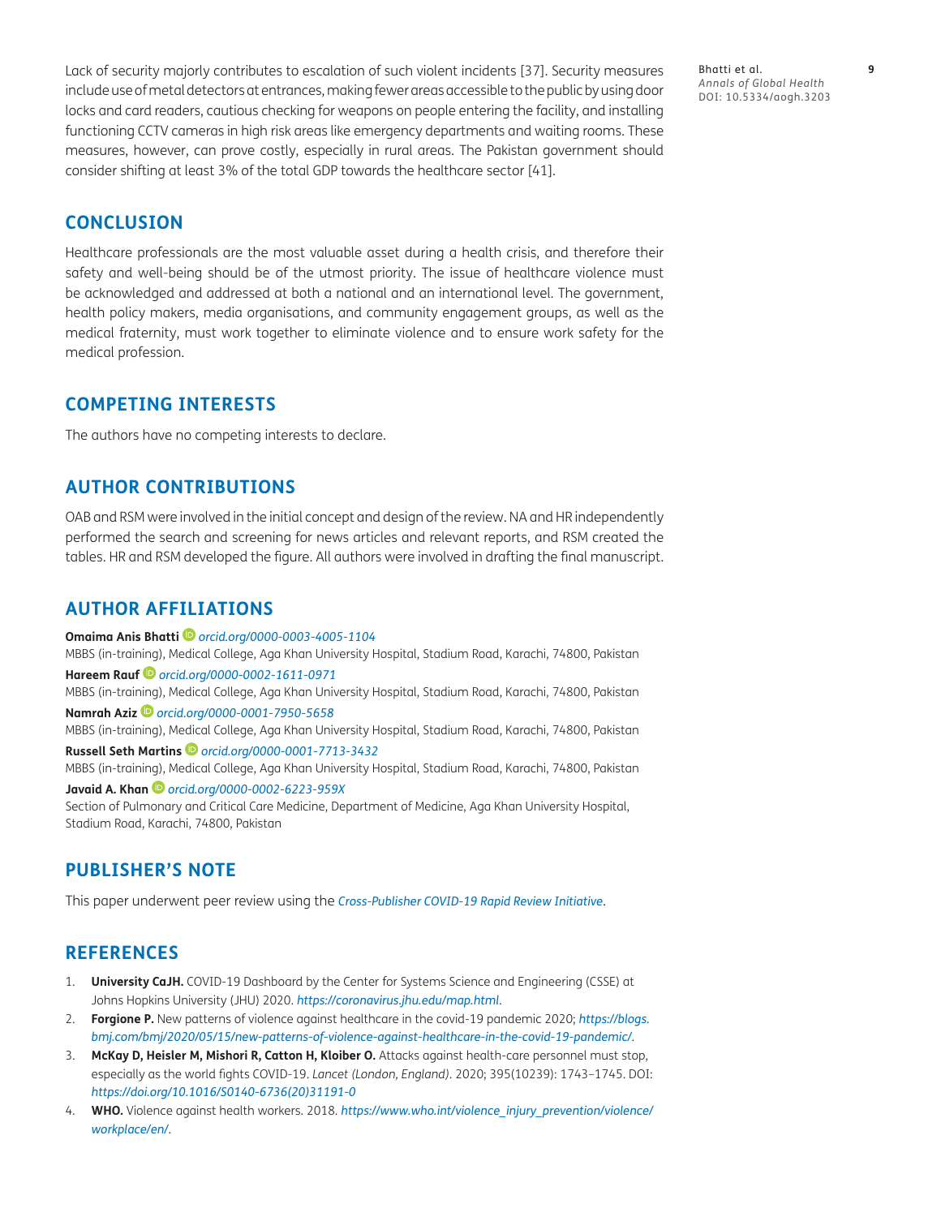Lack of security majorly contributes to escalation of such violent incidents [37]. Security measures include use of metal detectors at entrances, making fewer areas accessible to the public by using door locks and card readers, cautious checking for weapons on people entering the facility, and installing functioning CCTV cameras in high risk areas like emergency departments and waiting rooms. These measures, however, can prove costly, especially in rural areas. The Pakistan government should consider shifting at least 3% of the total GDP towards the healthcare sector [41].

## CONCLUSION

Healthcare professionals are the most valuable asset during a health crisis, and therefore their safety and well-being should be of the utmost priority. The issue of healthcare violence must be acknowledged and addressed at both a national and an international level. The government, health policy makers, media organisations, and community engagement groups, as well as the medical fraternity, must work together to eliminate violence and to ensure work safety for the medical profession.

## COMPETING INTERESTS

The authors have no competing interests to declare.

## AUTHOR CONTRIBUTIONS

OAB and RSM were involved in the initial concept and design of the review. NA and HR independently performed the search and screening for news articles and relevant reports, and RSM created the tables. HR and RSM developed the figure. All authors were involved in drafting the final manuscript.

## AUTHOR AFFILIATIONS

**Omaima Anis Bhatti** *orcid.org/0000-0003-4005-1104*
MBBS (in-training), Medical College, Aga Khan University Hospital, Stadium Road, Karachi, 74800, Pakistan

**Hareem Rauf** *orcid.org/0000-0002-1611-0971*
MBBS (in-training), Medical College, Aga Khan University Hospital, Stadium Road, Karachi, 74800, Pakistan

**Namrah Aziz** *orcid.org/0000-0001-7950-5658*
MBBS (in-training), Medical College, Aga Khan University Hospital, Stadium Road, Karachi, 74800, Pakistan

**Russell Seth Martins** *orcid.org/0000-0001-7713-3432*
MBBS (in-training), Medical College, Aga Khan University Hospital, Stadium Road, Karachi, 74800, Pakistan

**Javaid A. Khan** *orcid.org/0000-0002-6223-959X*
Section of Pulmonary and Critical Care Medicine, Department of Medicine, Aga Khan University Hospital, Stadium Road, Karachi, 74800, Pakistan

## PUBLISHER'S NOTE

This paper underwent peer review using the *Cross-Publisher COVID-19 Rapid Review Initiative*.

## REFERENCES

1. **University CaJH.** COVID-19 Dashboard by the Center for Systems Science and Engineering (CSSE) at Johns Hopkins University (JHU) 2020. *https://coronavirus.jhu.edu/map.html*.
2. **Forgione P.** New patterns of violence against healthcare in the covid-19 pandemic 2020; *https://blogs.bmj.com/bmj/2020/05/15/new-patterns-of-violence-against-healthcare-in-the-covid-19-pandemic/*.
3. **McKay D, Heisler M, Mishori R, Catton H, Kloiber O.** Attacks against health-care personnel must stop, especially as the world fights COVID-19. *Lancet (London, England)*. 2020; 395(10239): 1743–1745. DOI: *https://doi.org/10.1016/S0140-6736(20)31191-0*
4. **WHO.** Violence against health workers. 2018. *https://www.who.int/violence_injury_prevention/violence/workplace/en/*.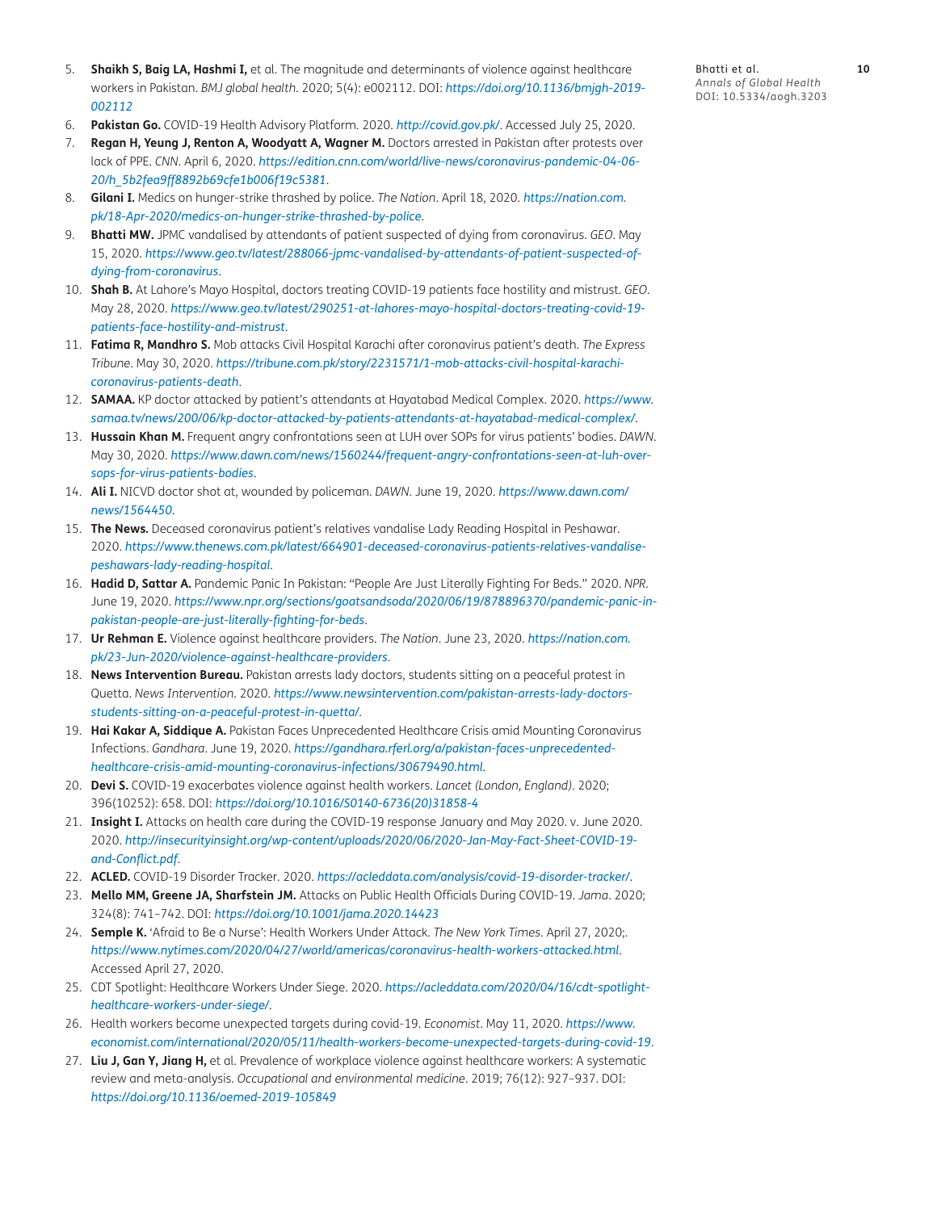5. **Shaikh S, Baig LA, Hashmi I,** et al. The magnitude and determinants of violence against healthcare workers in Pakistan. *BMJ global health*. 2020; 5(4): e002112. DOI: *https://doi.org/10.1136/bmjgh-2019-002112*
6. **Pakistan Go.** COVID-19 Health Advisory Platform. 2020. *http://covid.gov.pk/*. Accessed July 25, 2020.
7. **Regan H, Yeung J, Renton A, Woodyatt A, Wagner M.** Doctors arrested in Pakistan after protests over lack of PPE. *CNN*. April 6, 2020. *https://edition.cnn.com/world/live-news/coronavirus-pandemic-04-06-20/h_5b2fea9ff8892b69cfe1b006f19c5381*.
8. **Gilani I.** Medics on hunger-strike thrashed by police. *The Nation*. April 18, 2020. *https://nation.com.pk/18-Apr-2020/medics-on-hunger-strike-thrashed-by-police*.
9. **Bhatti MW.** JPMC vandalised by attendants of patient suspected of dying from coronavirus. *GEO*. May 15, 2020. *https://www.geo.tv/latest/288066-jpmc-vandalised-by-attendants-of-patient-suspected-of-dying-from-coronavirus*.
10. **Shah B.** At Lahore's Mayo Hospital, doctors treating COVID-19 patients face hostility and mistrust. *GEO*. May 28, 2020. *https://www.geo.tv/latest/290251-at-lahores-mayo-hospital-doctors-treating-covid-19-patients-face-hostility-and-mistrust*.
11. **Fatima R, Mandhro S.** Mob attacks Civil Hospital Karachi after coronavirus patient's death. *The Express Tribune*. May 30, 2020. *https://tribune.com.pk/story/2231571/1-mob-attacks-civil-hospital-karachi-coronavirus-patients-death*.
12. **SAMAA.** KP doctor attacked by patient's attendants at Hayatabad Medical Complex. 2020. *https://www.samaa.tv/news/200/06/kp-doctor-attacked-by-patients-attendants-at-hayatabad-medical-complex/*.
13. **Hussain Khan M.** Frequent angry confrontations seen at LUH over SOPs for virus patients' bodies. *DAWN*. May 30, 2020. *https://www.dawn.com/news/1560244/frequent-angry-confrontations-seen-at-luh-over-sops-for-virus-patients-bodies*.
14. **Ali I.** NICVD doctor shot at, wounded by policeman. *DAWN*. June 19, 2020. *https://www.dawn.com/news/1564450*.
15. **The News.** Deceased coronavirus patient's relatives vandalise Lady Reading Hospital in Peshawar. 2020. *https://www.thenews.com.pk/latest/664901-deceased-coronavirus-patients-relatives-vandalise-peshawars-lady-reading-hospital*.
16. **Hadid D, Sattar A.** Pandemic Panic In Pakistan: "People Are Just Literally Fighting For Beds." 2020. *NPR*. June 19, 2020. *https://www.npr.org/sections/goatsandsoda/2020/06/19/878896370/pandemic-panic-in-pakistan-people-are-just-literally-fighting-for-beds*.
17. **Ur Rehman E.** Violence against healthcare providers. *The Nation*. June 23, 2020. *https://nation.com.pk/23-Jun-2020/violence-against-healthcare-providers*.
18. **News Intervention Bureau.** Pakistan arrests lady doctors, students sitting on a peaceful protest in Quetta. *News Intervention*. 2020. *https://www.newsintervention.com/pakistan-arrests-lady-doctors-students-sitting-on-a-peaceful-protest-in-quetta/*.
19. **Hai Kakar A, Siddique A.** Pakistan Faces Unprecedented Healthcare Crisis amid Mounting Coronavirus Infections. *Gandhara*. June 19, 2020. *https://gandhara.rferl.org/a/pakistan-faces-unprecedented-healthcare-crisis-amid-mounting-coronavirus-infections/30679490.html*.
20. **Devi S.** COVID-19 exacerbates violence against health workers. *Lancet (London, England)*. 2020; 396(10252): 658. DOI: *https://doi.org/10.1016/S0140-6736(20)31858-4*
21. **Insight I.** Attacks on health care during the COVID-19 response January and May 2020. v. June 2020. 2020. *http://insecurityinsight.org/wp-content/uploads/2020/06/2020-Jan-May-Fact-Sheet-COVID-19-and-Conflict.pdf*.
22. **ACLED.** COVID-19 Disorder Tracker. 2020. *https://acleddata.com/analysis/covid-19-disorder-tracker/*.
23. **Mello MM, Greene JA, Sharfstein JM.** Attacks on Public Health Officials During COVID-19. *Jama*. 2020; 324(8): 741–742. DOI: *https://doi.org/10.1001/jama.2020.14423*
24. **Semple K.** 'Afraid to Be a Nurse': Health Workers Under Attack. *The New York Times*. April 27, 2020;. *https://www.nytimes.com/2020/04/27/world/americas/coronavirus-health-workers-attacked.html*. Accessed April 27, 2020.
25. CDT Spotlight: Healthcare Workers Under Siege. 2020. *https://acleddata.com/2020/04/16/cdt-spotlight-healthcare-workers-under-siege/*.
26. Health workers become unexpected targets during covid-19. *Economist*. May 11, 2020. *https://www.economist.com/international/2020/05/11/health-workers-become-unexpected-targets-during-covid-19*.
27. **Liu J, Gan Y, Jiang H,** et al. Prevalence of workplace violence against healthcare workers: A systematic review and meta-analysis. *Occupational and environmental medicine*. 2019; 76(12): 927–937. DOI: *https://doi.org/10.1136/oemed-2019-105849*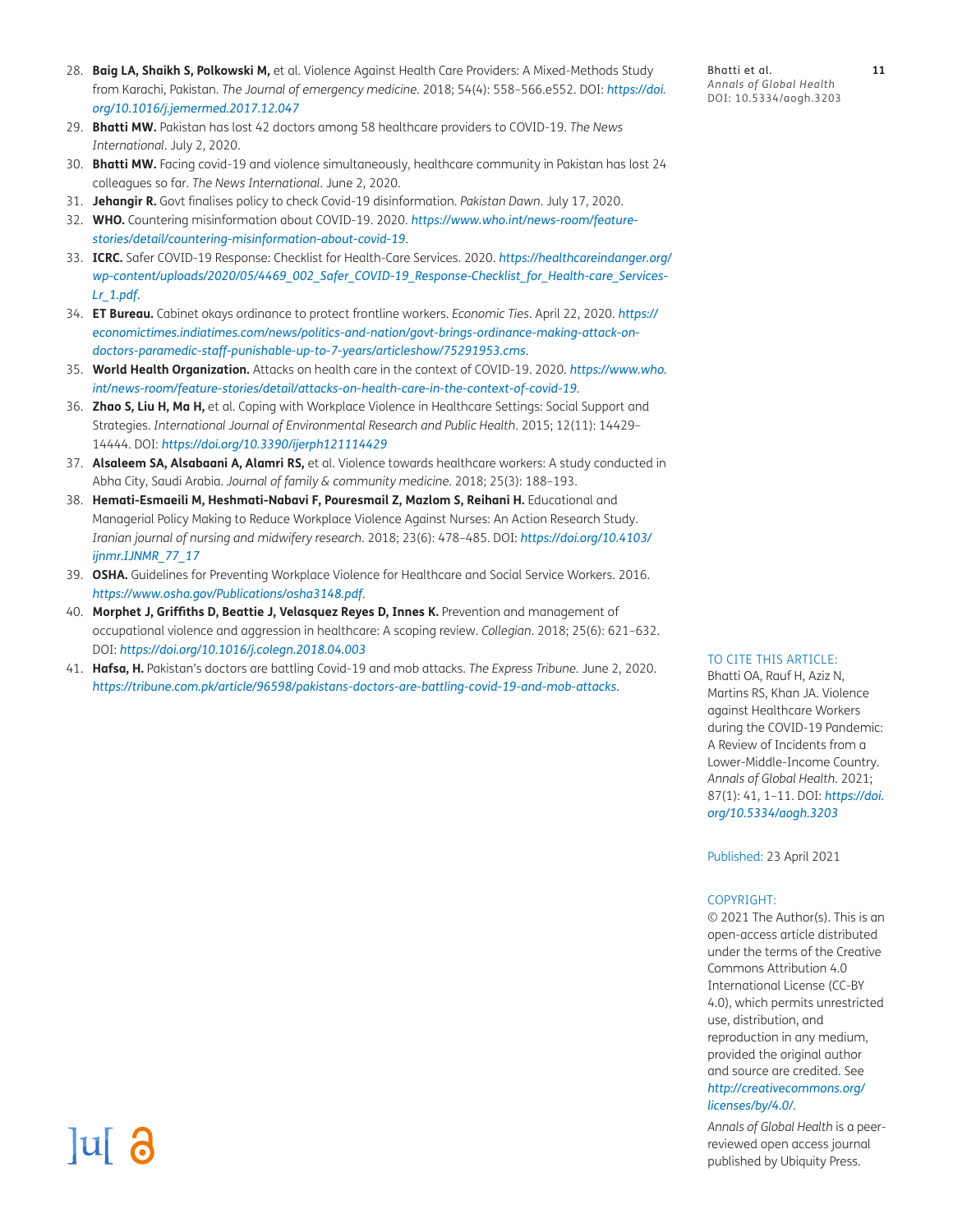28. **Baig LA, Shaikh S, Polkowski M,** et al. Violence Against Health Care Providers: A Mixed-Methods Study from Karachi, Pakistan. *The Journal of emergency medicine*. 2018; 54(4): 558–566.e552. DOI: *https://doi.org/10.1016/j.jemermed.2017.12.047*
29. **Bhatti MW.** Pakistan has lost 42 doctors among 58 healthcare providers to COVID-19. *The News International*. July 2, 2020.
30. **Bhatti MW.** Facing covid-19 and violence simultaneously, healthcare community in Pakistan has lost 24 colleagues so far. *The News International*. June 2, 2020.
31. **Jehangir R.** Govt finalises policy to check Covid-19 disinformation. *Pakistan Dawn*. July 17, 2020.
32. **WHO.** Countering misinformation about COVID-19. 2020. *https://www.who.int/news-room/feature-stories/detail/countering-misinformation-about-covid-19*.
33. **ICRC.** Safer COVID-19 Response: Checklist for Health-Care Services. 2020. *https://healthcareindanger.org/wp-content/uploads/2020/05/4469_002_Safer_COVID-19_Response-Checklist_for_Health-care_Services-Lr_1.pdf*.
34. **ET Bureau.** Cabinet okays ordinance to protect frontline workers. *Economic Ties*. April 22, 2020. *https://economictimes.indiatimes.com/news/politics-and-nation/govt-brings-ordinance-making-attack-on-doctors-paramedic-staff-punishable-up-to-7-years/articleshow/75291953.cms*.
35. **World Health Organization.** Attacks on health care in the context of COVID-19. 2020. *https://www.who.int/news-room/feature-stories/detail/attacks-on-health-care-in-the-context-of-covid-19*.
36. **Zhao S, Liu H, Ma H,** et al. Coping with Workplace Violence in Healthcare Settings: Social Support and Strategies. *International Journal of Environmental Research and Public Health*. 2015; 12(11): 14429–14444. DOI: *https://doi.org/10.3390/ijerph121114429*
37. **Alsaleem SA, Alsabaani A, Alamri RS,** et al. Violence towards healthcare workers: A study conducted in Abha City, Saudi Arabia. *Journal of family & community medicine*. 2018; 25(3): 188–193.
38. **Hemati-Esmaeili M, Heshmati-Nabavi F, Pouresmail Z, Mazlom S, Reihani H.** Educational and Managerial Policy Making to Reduce Workplace Violence Against Nurses: An Action Research Study. *Iranian journal of nursing and midwifery research*. 2018; 23(6): 478–485. DOI: *https://doi.org/10.4103/ijnmr.IJNMR_77_17*
39. **OSHA.** Guidelines for Preventing Workplace Violence for Healthcare and Social Service Workers. 2016. *https://www.osha.gov/Publications/osha3148.pdf*.
40. **Morphet J, Griffiths D, Beattie J, Velasquez Reyes D, Innes K.** Prevention and management of occupational violence and aggression in healthcare: A scoping review. *Collegian*. 2018; 25(6): 621–632. DOI: *https://doi.org/10.1016/j.colegn.2018.04.003*
41. **Hafsa, H.** Pakistan's doctors are battling Covid-19 and mob attacks. *The Express Tribune*. June 2, 2020. *https://tribune.com.pk/article/96598/pakistans-doctors-are-battling-covid-19-and-mob-attacks*.

TO CITE THIS ARTICLE:
Bhatti OA, Rauf H, Aziz N, Martins RS, Khan JA. Violence against Healthcare Workers during the COVID-19 Pandemic: A Review of Incidents from a Lower-Middle-Income Country. *Annals of Global Health*. 2021; 87(1): 41, 1–11. DOI: *https://doi.org/10.5334/aogh.3203*

Published: 23 April 2021

COPYRIGHT:
© 2021 The Author(s). This is an open-access article distributed under the terms of the Creative Commons Attribution 4.0 International License (CC-BY 4.0), which permits unrestricted use, distribution, and reproduction in any medium, provided the original author and source are credited. See *http://creativecommons.org/licenses/by/4.0/*.

*Annals of Global Health* is a peer-reviewed open access journal published by Ubiquity Press.